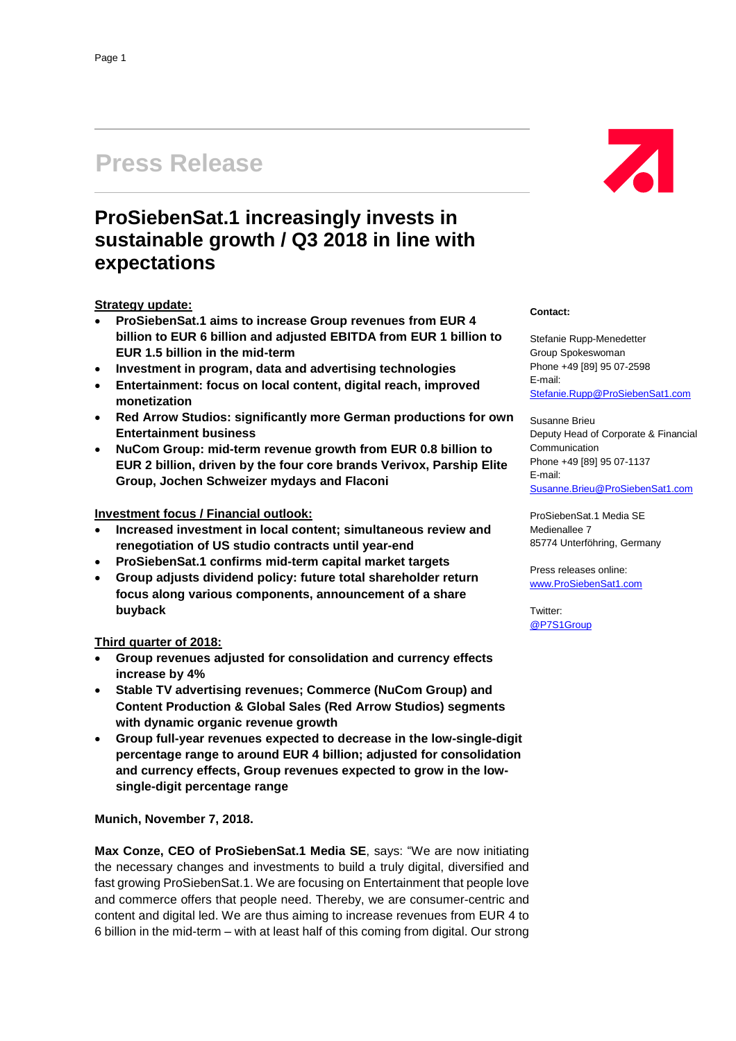# Press Release

## ProSiebenSat.1 increasingly invests in sustainable growth / Q3 2018 in line with expectations

**Strategy update:**

- **ProSiebenSat.1 aims to increase Group revenues from EUR 4 billion to EUR 6 billion and adjusted EBITDA from EUR 1 billion to EUR 1.5 billion in the mid-term**
- **Investment in program, data and advertising technologies**
- **Entertainment: focus on local content, digital reach, improved monetization**
- **Red Arrow Studios: significantly more German productions for own Entertainment business**
- **NuCom Group: mid-term revenue growth from EUR 0.8 billion to EUR 2 billion, driven by the four core brands Verivox, Parship Elite Group, Jochen Schweizer mydays and Flaconi**

**Investment focus / Financial outlook:**

- **Increased investment in local content; simultaneous review and renegotiation of US studio contracts until year-end**
- **ProSiebenSat.1 confirms mid-term capital market targets**
- **Group adjusts dividend policy: future total shareholder return focus along various components, announcement of a share buyback**

**Third quarter of 2018:**

- **Group revenues adjusted for consolidation and currency effects increase by 4%**
- **Stable TV advertising revenues; Commerce (NuCom Group) and Content Production & Global Sales (Red Arrow Studios) segments with dynamic organic revenue growth**
- **Group full-year revenues expected to decrease in the low-single-digit percentage range to around EUR 4 billion; adjusted for consolidation and currency effects, Group revenues expected to grow in the low-single-digit percentage range**

**Munich, November 7, 2018.**

**Max Conze, CEO of ProSiebenSat.1 Media SE**, says: "We are now initiating the necessary changes and investments to build a truly digital, diversified and fast growing ProSiebenSat.1. We are focusing on Entertainment that people love and commerce offers that people need. Thereby, we are consumer-centric and content and digital led. We are thus aiming to increase revenues from EUR 4 to 6 billion in the mid-term – with at least half of this coming from digital. Our strong

**Contact:**

Stefanie Rupp-Menedetter
Group Spokeswoman
Phone +49 [89] 95 07-2598
E-mail:
Stefanie.Rupp@ProSiebenSat1.com

Susanne Brieu
Deputy Head of Corporate & Financial Communication
Phone +49 [89] 95 07-1137
E-mail:
Susanne.Brieu@ProSiebenSat1.com

ProSiebenSat.1 Media SE
Medienallee 7
85774 Unterföhring, Germany

Press releases online:
www.ProSiebenSat1.com

Twitter:
@P7S1Group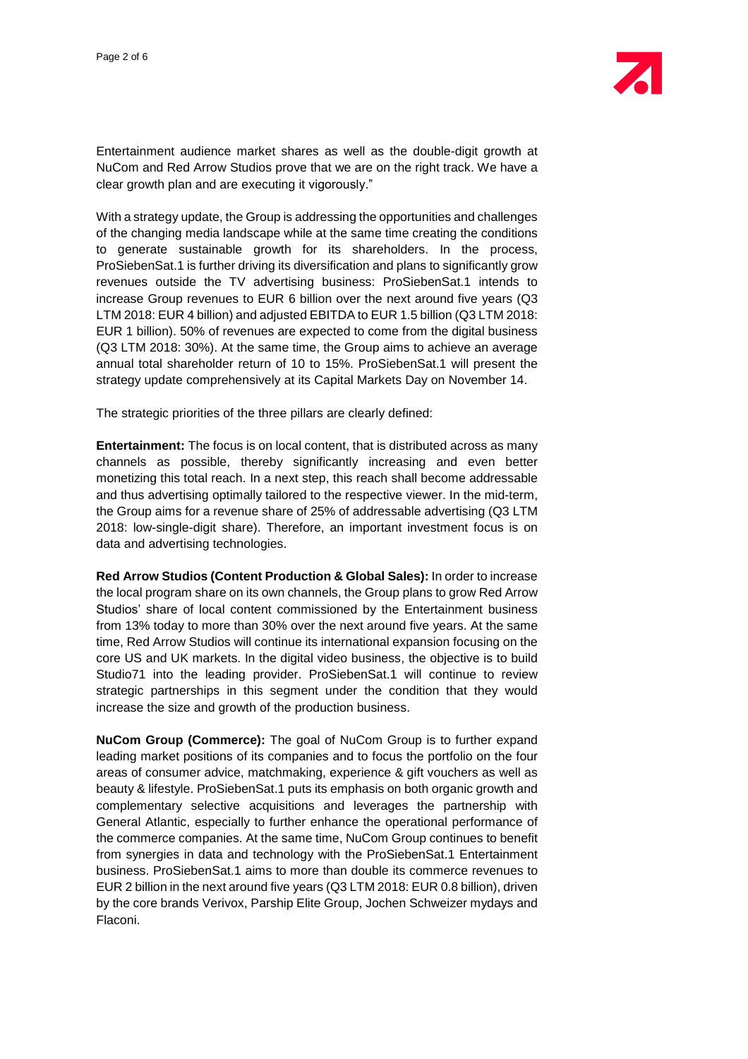Entertainment audience market shares as well as the double-digit growth at NuCom and Red Arrow Studios prove that we are on the right track. We have a clear growth plan and are executing it vigorously."

With a strategy update, the Group is addressing the opportunities and challenges of the changing media landscape while at the same time creating the conditions to generate sustainable growth for its shareholders. In the process, ProSiebenSat.1 is further driving its diversification and plans to significantly grow revenues outside the TV advertising business: ProSiebenSat.1 intends to increase Group revenues to EUR 6 billion over the next around five years (Q3 LTM 2018: EUR 4 billion) and adjusted EBITDA to EUR 1.5 billion (Q3 LTM 2018: EUR 1 billion). 50% of revenues are expected to come from the digital business (Q3 LTM 2018: 30%). At the same time, the Group aims to achieve an average annual total shareholder return of 10 to 15%. ProSiebenSat.1 will present the strategy update comprehensively at its Capital Markets Day on November 14.

The strategic priorities of the three pillars are clearly defined:

**Entertainment:** The focus is on local content, that is distributed across as many channels as possible, thereby significantly increasing and even better monetizing this total reach. In a next step, this reach shall become addressable and thus advertising optimally tailored to the respective viewer. In the mid-term, the Group aims for a revenue share of 25% of addressable advertising (Q3 LTM 2018: low-single-digit share). Therefore, an important investment focus is on data and advertising technologies.

**Red Arrow Studios (Content Production & Global Sales):** In order to increase the local program share on its own channels, the Group plans to grow Red Arrow Studios' share of local content commissioned by the Entertainment business from 13% today to more than 30% over the next around five years. At the same time, Red Arrow Studios will continue its international expansion focusing on the core US and UK markets. In the digital video business, the objective is to build Studio71 into the leading provider. ProSiebenSat.1 will continue to review strategic partnerships in this segment under the condition that they would increase the size and growth of the production business.

**NuCom Group (Commerce):** The goal of NuCom Group is to further expand leading market positions of its companies and to focus the portfolio on the four areas of consumer advice, matchmaking, experience & gift vouchers as well as beauty & lifestyle. ProSiebenSat.1 puts its emphasis on both organic growth and complementary selective acquisitions and leverages the partnership with General Atlantic, especially to further enhance the operational performance of the commerce companies. At the same time, NuCom Group continues to benefit from synergies in data and technology with the ProSiebenSat.1 Entertainment business. ProSiebenSat.1 aims to more than double its commerce revenues to EUR 2 billion in the next around five years (Q3 LTM 2018: EUR 0.8 billion), driven by the core brands Verivox, Parship Elite Group, Jochen Schweizer mydays and Flaconi.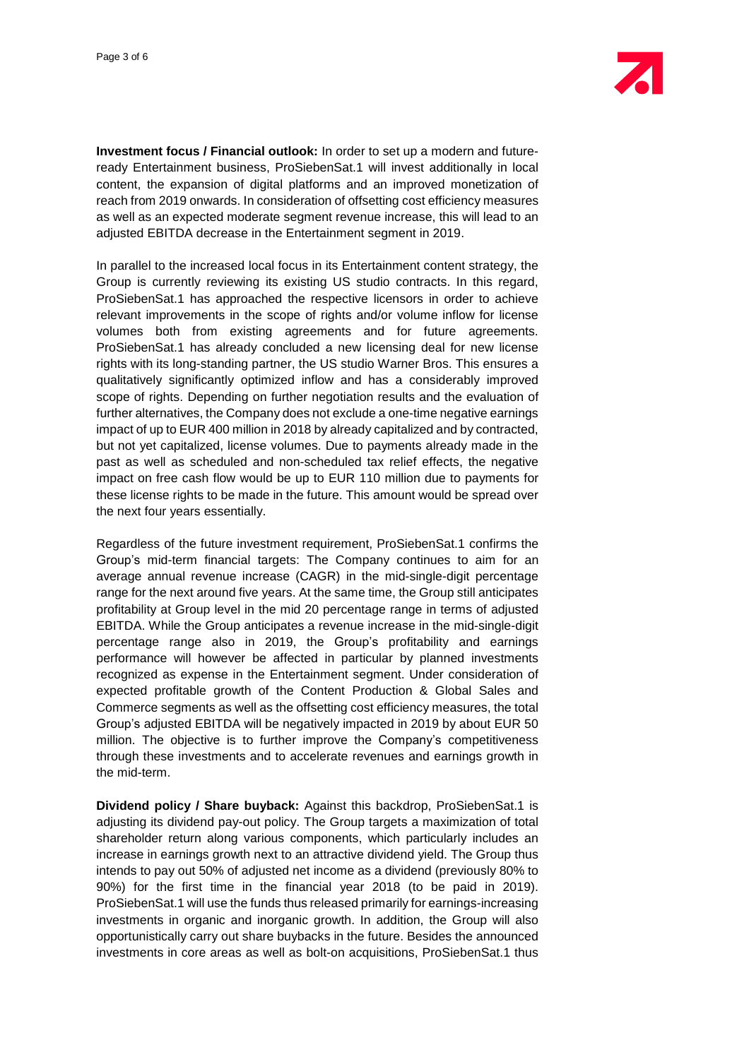**Investment focus / Financial outlook:** In order to set up a modern and future-ready Entertainment business, ProSiebenSat.1 will invest additionally in local content, the expansion of digital platforms and an improved monetization of reach from 2019 onwards. In consideration of offsetting cost efficiency measures as well as an expected moderate segment revenue increase, this will lead to an adjusted EBITDA decrease in the Entertainment segment in 2019.

In parallel to the increased local focus in its Entertainment content strategy, the Group is currently reviewing its existing US studio contracts. In this regard, ProSiebenSat.1 has approached the respective licensors in order to achieve relevant improvements in the scope of rights and/or volume inflow for license volumes both from existing agreements and for future agreements. ProSiebenSat.1 has already concluded a new licensing deal for new license rights with its long-standing partner, the US studio Warner Bros. This ensures a qualitatively significantly optimized inflow and has a considerably improved scope of rights. Depending on further negotiation results and the evaluation of further alternatives, the Company does not exclude a one-time negative earnings impact of up to EUR 400 million in 2018 by already capitalized and by contracted, but not yet capitalized, license volumes. Due to payments already made in the past as well as scheduled and non-scheduled tax relief effects, the negative impact on free cash flow would be up to EUR 110 million due to payments for these license rights to be made in the future. This amount would be spread over the next four years essentially.

Regardless of the future investment requirement, ProSiebenSat.1 confirms the Group's mid-term financial targets: The Company continues to aim for an average annual revenue increase (CAGR) in the mid-single-digit percentage range for the next around five years. At the same time, the Group still anticipates profitability at Group level in the mid 20 percentage range in terms of adjusted EBITDA. While the Group anticipates a revenue increase in the mid-single-digit percentage range also in 2019, the Group's profitability and earnings performance will however be affected in particular by planned investments recognized as expense in the Entertainment segment. Under consideration of expected profitable growth of the Content Production & Global Sales and Commerce segments as well as the offsetting cost efficiency measures, the total Group's adjusted EBITDA will be negatively impacted in 2019 by about EUR 50 million. The objective is to further improve the Company's competitiveness through these investments and to accelerate revenues and earnings growth in the mid-term.

**Dividend policy / Share buyback:** Against this backdrop, ProSiebenSat.1 is adjusting its dividend pay-out policy. The Group targets a maximization of total shareholder return along various components, which particularly includes an increase in earnings growth next to an attractive dividend yield. The Group thus intends to pay out 50% of adjusted net income as a dividend (previously 80% to 90%) for the first time in the financial year 2018 (to be paid in 2019). ProSiebenSat.1 will use the funds thus released primarily for earnings-increasing investments in organic and inorganic growth. In addition, the Group will also opportunistically carry out share buybacks in the future. Besides the announced investments in core areas as well as bolt-on acquisitions, ProSiebenSat.1 thus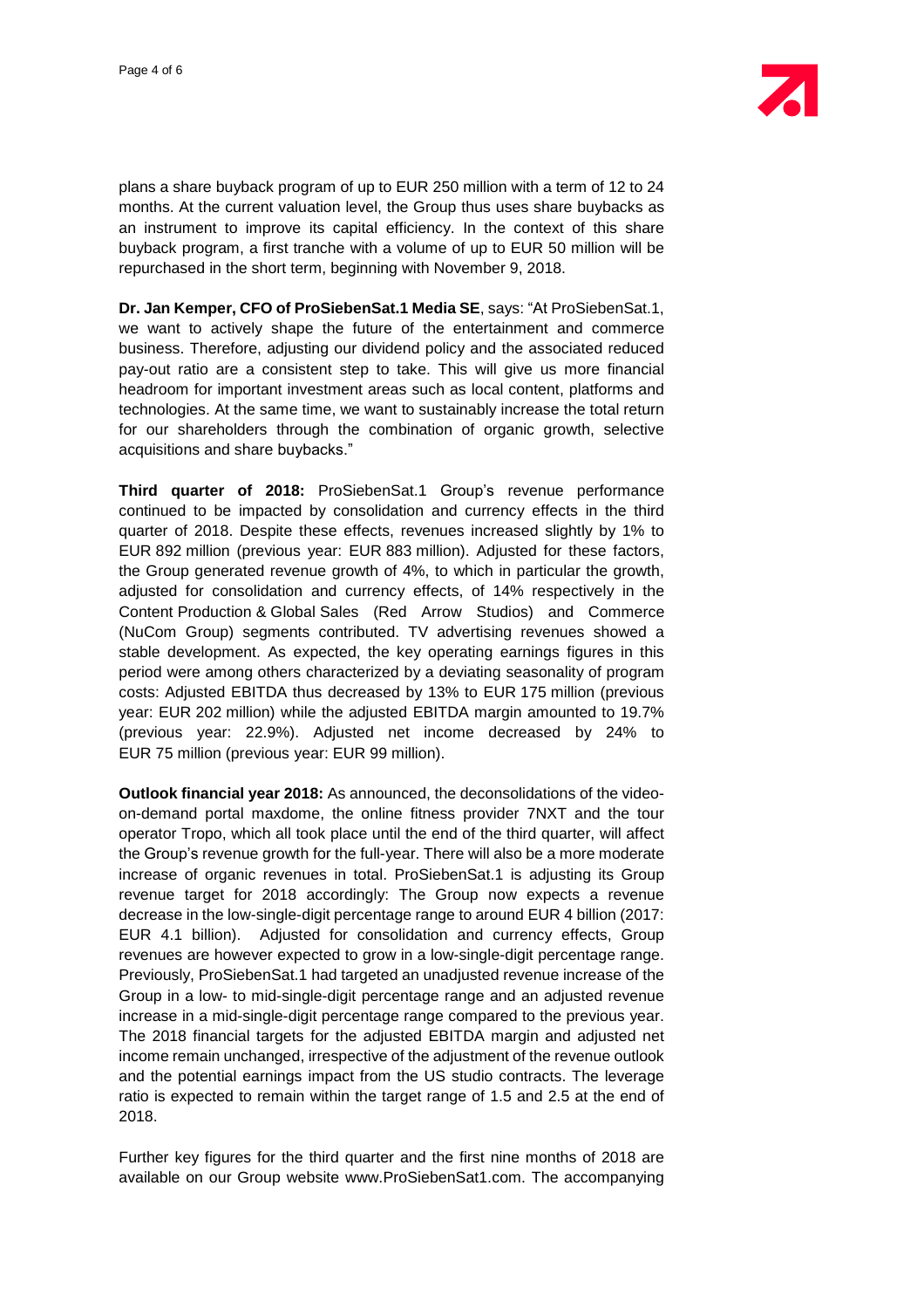plans a share buyback program of up to EUR 250 million with a term of 12 to 24 months. At the current valuation level, the Group thus uses share buybacks as an instrument to improve its capital efficiency. In the context of this share buyback program, a first tranche with a volume of up to EUR 50 million will be repurchased in the short term, beginning with November 9, 2018.

**Dr. Jan Kemper, CFO of ProSiebenSat.1 Media SE**, says: "At ProSiebenSat.1, we want to actively shape the future of the entertainment and commerce business. Therefore, adjusting our dividend policy and the associated reduced pay-out ratio are a consistent step to take. This will give us more financial headroom for important investment areas such as local content, platforms and technologies. At the same time, we want to sustainably increase the total return for our shareholders through the combination of organic growth, selective acquisitions and share buybacks."

**Third quarter of 2018:** ProSiebenSat.1 Group's revenue performance continued to be impacted by consolidation and currency effects in the third quarter of 2018. Despite these effects, revenues increased slightly by 1% to EUR 892 million (previous year: EUR 883 million). Adjusted for these factors, the Group generated revenue growth of 4%, to which in particular the growth, adjusted for consolidation and currency effects, of 14% respectively in the Content Production & Global Sales (Red Arrow Studios) and Commerce (NuCom Group) segments contributed. TV advertising revenues showed a stable development. As expected, the key operating earnings figures in this period were among others characterized by a deviating seasonality of program costs: Adjusted EBITDA thus decreased by 13% to EUR 175 million (previous year: EUR 202 million) while the adjusted EBITDA margin amounted to 19.7% (previous year: 22.9%). Adjusted net income decreased by 24% to EUR 75 million (previous year: EUR 99 million).

**Outlook financial year 2018:** As announced, the deconsolidations of the video-on-demand portal maxdome, the online fitness provider 7NXT and the tour operator Tropo, which all took place until the end of the third quarter, will affect the Group's revenue growth for the full-year. There will also be a more moderate increase of organic revenues in total. ProSiebenSat.1 is adjusting its Group revenue target for 2018 accordingly: The Group now expects a revenue decrease in the low-single-digit percentage range to around EUR 4 billion (2017: EUR 4.1 billion). Adjusted for consolidation and currency effects, Group revenues are however expected to grow in a low-single-digit percentage range. Previously, ProSiebenSat.1 had targeted an unadjusted revenue increase of the Group in a low- to mid-single-digit percentage range and an adjusted revenue increase in a mid-single-digit percentage range compared to the previous year. The 2018 financial targets for the adjusted EBITDA margin and adjusted net income remain unchanged, irrespective of the adjustment of the revenue outlook and the potential earnings impact from the US studio contracts. The leverage ratio is expected to remain within the target range of 1.5 and 2.5 at the end of 2018.

Further key figures for the third quarter and the first nine months of 2018 are available on our Group website www.ProSiebenSat1.com. The accompanying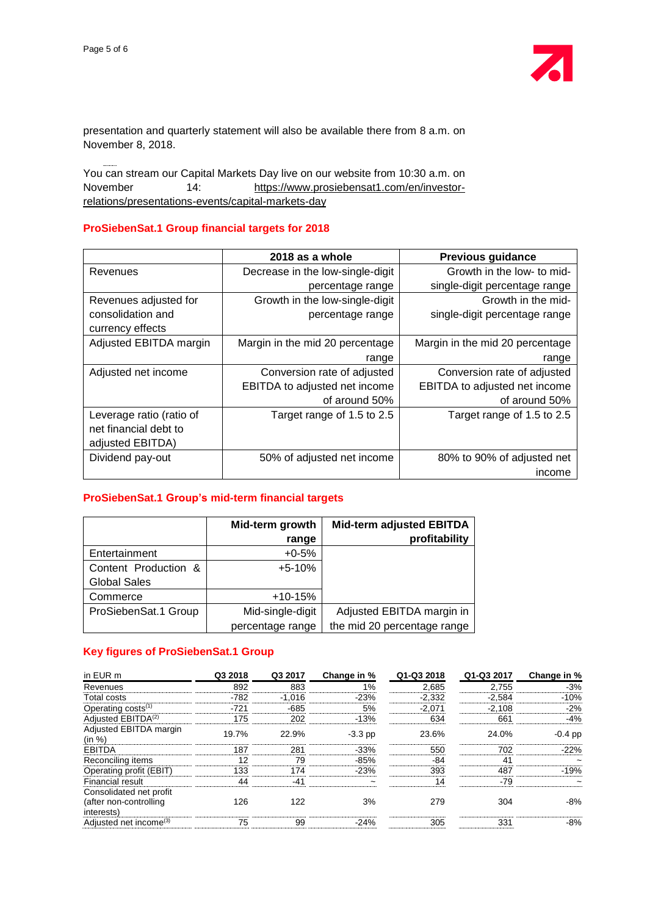presentation and quarterly statement will also be available there from 8 a.m. on November 8, 2018.

You can stream our Capital Markets Day live on our website from 10:30 a.m. on November 14: https://www.prosiebensat1.com/en/investor-relations/presentations-events/capital-markets-day

### ProSiebenSat.1 Group financial targets for 2018

| | 2018 as a whole | Previous guidance |
|---|---|---|
| Revenues | Decrease in the low-single-digit percentage range | Growth in the low- to mid-single-digit percentage range |
| Revenues adjusted for consolidation and currency effects | Growth in the low-single-digit percentage range | Growth in the mid-single-digit percentage range |
| Adjusted EBITDA margin | Margin in the mid 20 percentage range | Margin in the mid 20 percentage range |
| Adjusted net income | Conversion rate of adjusted EBITDA to adjusted net income of around 50% | Conversion rate of adjusted EBITDA to adjusted net income of around 50% |
| Leverage ratio (ratio of net financial debt to adjusted EBITDA) | Target range of 1.5 to 2.5 | Target range of 1.5 to 2.5 |
| Dividend pay-out | 50% of adjusted net income | 80% to 90% of adjusted net income |

### ProSiebenSat.1 Group's mid-term financial targets

| | Mid-term growth range | Mid-term adjusted EBITDA profitability |
|---|---|---|
| Entertainment | +0-5% | |
| Content Production & Global Sales | +5-10% | |
| Commerce | +10-15% | |
| ProSiebenSat.1 Group | Mid-single-digit percentage range | Adjusted EBITDA margin in the mid 20 percentage range |

### Key figures of ProSiebenSat.1 Group

| in EUR m | Q3 2018 | Q3 2017 | Change in % | Q1-Q3 2018 | Q1-Q3 2017 | Change in % |
|---|---|---|---|---|---|---|
| Revenues | 892 | 883 | 1% | 2,685 | 2,755 | -3% |
| Total costs | -782 | -1,016 | -23% | -2,332 | -2,584 | -10% |
| Operating costs[1] | -721 | -685 | 5% | -2,071 | -2,108 | -2% |
| Adjusted EBITDA[2] | 175 | 202 | -13% | 634 | 661 | -4% |
| Adjusted EBITDA margin (in %) | 19.7% | 22.9% | -3.3 pp | 23.6% | 24.0% | -0.4 pp |
| EBITDA | 187 | 281 | -33% | 550 | 702 | -22% |
| Reconciling items | 12 | 79 | -85% | -84 | 41 | ~ |
| Operating profit (EBIT) | 133 | 174 | -23% | 393 | 487 | -19% |
| Financial result | 44 | -41 | ~ | 14 | -79 | ~ |
| Consolidated net profit (after non-controlling interests) | 126 | 122 | 3% | 279 | 304 | -8% |
| Adjusted net income[3] | 75 | 99 | -24% | 305 | 331 | -8% |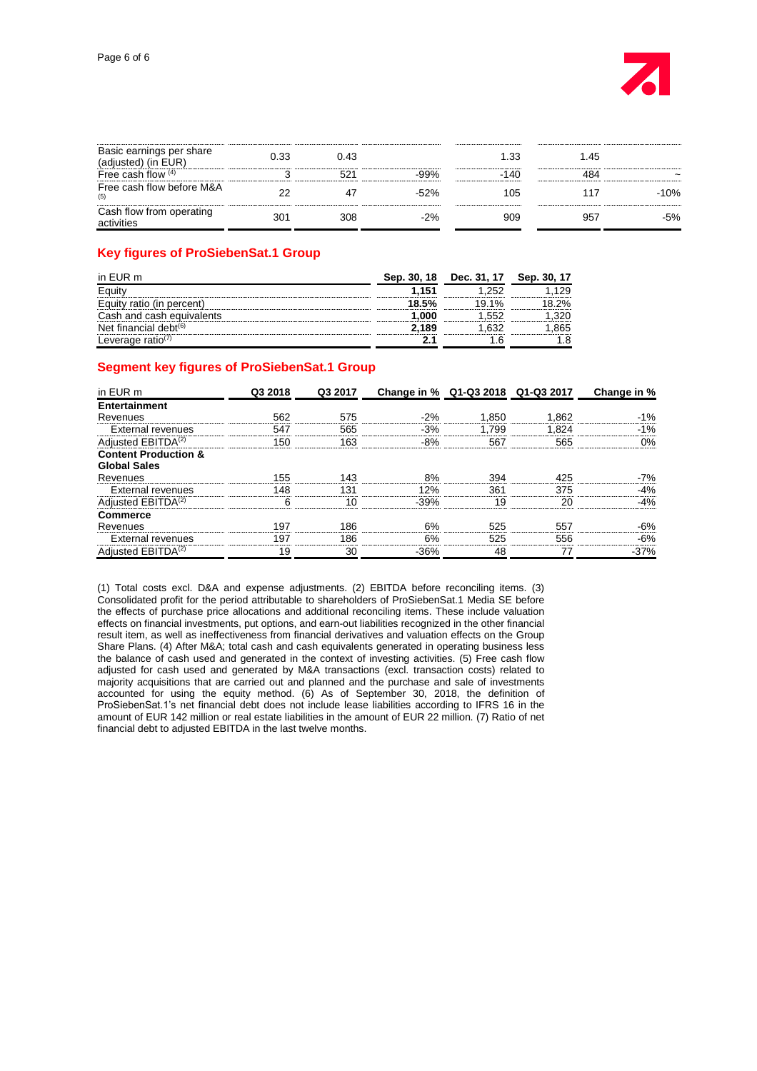| | | | | | | |
|---|---|---|---|---|---|---|
| Basic earnings per share (adjusted) (in EUR) | 0.33 | 0.43 | | 1.33 | 1.45 | |
| Free cash flow [4] | 3 | 521 | -99% | -140 | 484 | ~ |
| Free cash flow before M&A [5] | 22 | 47 | -52% | 105 | 117 | -10% |
| Cash flow from operating activities | 301 | 308 | -2% | 909 | 957 | -5% |

## Key figures of ProSiebenSat.1 Group

| in EUR m | Sep. 30, 18 | Dec. 31, 17 | Sep. 30, 17 |
|---|---|---|---|
| Equity | **1,151** | 1,252 | 1,129 |
| Equity ratio (in percent) | **18.5%** | 19.1% | 18.2% |
| Cash and cash equivalents | **1,000** | 1,552 | 1,320 |
| Net financial debt[6] | **2,189** | 1,632 | 1,865 |
| Leverage ratio[7] | **2.1** | 1.6 | 1.8 |

## Segment key figures of ProSiebenSat.1 Group

| in EUR m | Q3 2018 | Q3 2017 | Change in % | Q1-Q3 2018 | Q1-Q3 2017 | Change in % |
|---|---|---|---|---|---|---|
| **Entertainment** | | | | | | |
| Revenues | 562 | 575 | -2% | 1,850 | 1,862 | -1% |
| External revenues | 547 | 565 | -3% | 1,799 | 1,824 | -1% |
| Adjusted EBITDA[2] | 150 | 163 | -8% | 567 | 565 | 0% |
| **Content Production & Global Sales** | | | | | | |
| Revenues | 155 | 143 | 8% | 394 | 425 | -7% |
| External revenues | 148 | 131 | 12% | 361 | 375 | -4% |
| Adjusted EBITDA[2] | 6 | 10 | -39% | 19 | 20 | -4% |
| **Commerce** | | | | | | |
| Revenues | 197 | 186 | 6% | 525 | 557 | -6% |
| External revenues | 197 | 186 | 6% | 525 | 556 | -6% |
| Adjusted EBITDA[2] | 19 | 30 | -36% | 48 | 77 | -37% |

(1) Total costs excl. D&A and expense adjustments. (2) EBITDA before reconciling items. (3) Consolidated profit for the period attributable to shareholders of ProSiebenSat.1 Media SE before the effects of purchase price allocations and additional reconciling items. These include valuation effects on financial investments, put options, and earn-out liabilities recognized in the other financial result item, as well as ineffectiveness from financial derivatives and valuation effects on the Group Share Plans. (4) After M&A; total cash and cash equivalents generated in operating business less the balance of cash used and generated in the context of investing activities. (5) Free cash flow adjusted for cash used and generated by M&A transactions (excl. transaction costs) related to majority acquisitions that are carried out and planned and the purchase and sale of investments accounted for using the equity method. (6) As of September 30, 2018, the definition of ProSiebenSat.1's net financial debt does not include lease liabilities according to IFRS 16 in the amount of EUR 142 million or real estate liabilities in the amount of EUR 22 million. (7) Ratio of net financial debt to adjusted EBITDA in the last twelve months.